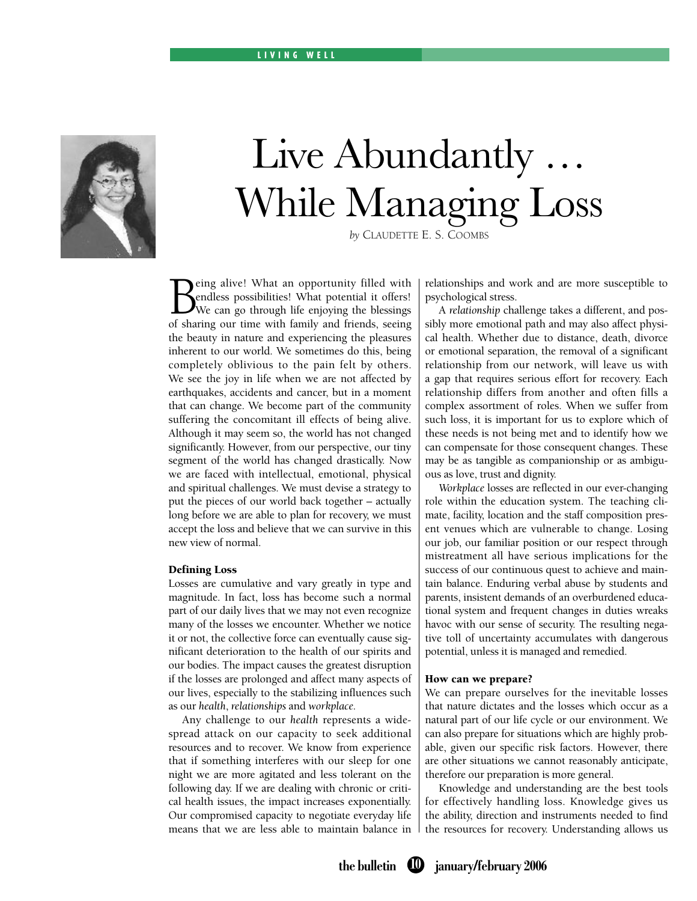# Live Abundantly … While Managing Loss

*by* CLAUDETTE E. S. COOMBS

Being alive! What an opportunity filled with endless possibilities! What potential it offers! We can go through life enjoying the blessings of sharing our time with family and friends, seeing the beauty in nature and experiencing the pleasures inherent to our world. We sometimes do this, being completely oblivious to the pain felt by others. We see the joy in life when we are not affected by earthquakes, accidents and cancer, but in a moment that can change. We become part of the community suffering the concomitant ill effects of being alive. Although it may seem so, the world has not changed significantly. However, from our perspective, our tiny segment of the world has changed drastically. Now we are faced with intellectual, emotional, physical and spiritual challenges. We must devise a strategy to put the pieces of our world back together – actually long before we are able to plan for recovery, we must accept the loss and believe that we can survive in this new view of normal.

**Defining Loss**

Losses are cumulative and vary greatly in type and magnitude. In fact, loss has become such a normal part of our daily lives that we may not even recognize many of the losses we encounter. Whether we notice it or not, the collective force can eventually cause significant deterioration to the health of our spirits and our bodies. The impact causes the greatest disruption if the losses are prolonged and affect many aspects of our lives, especially to the stabilizing influences such as our *health*, *relationships* and *workplace*.

Any challenge to our *health* represents a widespread attack on our capacity to seek additional resources and to recover. We know from experience that if something interferes with our sleep for one night we are more agitated and less tolerant on the following day. If we are dealing with chronic or critical health issues, the impact increases exponentially. Our compromised capacity to negotiate everyday life means that we are less able to maintain balance in relationships and work and are more susceptible to psychological stress.

A *relationship* challenge takes a different, and possibly more emotional path and may also affect physical health. Whether due to distance, death, divorce or emotional separation, the removal of a significant relationship from our network, will leave us with a gap that requires serious effort for recovery. Each relationship differs from another and often fills a complex assortment of roles. When we suffer from such loss, it is important for us to explore which of these needs is not being met and to identify how we can compensate for those consequent changes. These may be as tangible as companionship or as ambiguous as love, trust and dignity.

*Workplace* losses are reflected in our ever-changing role within the education system. The teaching climate, facility, location and the staff composition present venues which are vulnerable to change. Losing our job, our familiar position or our respect through mistreatment all have serious implications for the success of our continuous quest to achieve and maintain balance. Enduring verbal abuse by students and parents, insistent demands of an overburdened educational system and frequent changes in duties wreaks havoc with our sense of security. The resulting negative toll of uncertainty accumulates with dangerous potential, unless it is managed and remedied.

**How can we prepare?**

We can prepare ourselves for the inevitable losses that nature dictates and the losses which occur as a natural part of our life cycle or our environment. We can also prepare for situations which are highly probable, given our specific risk factors. However, there are other situations we cannot reasonably anticipate, therefore our preparation is more general.

Knowledge and understanding are the best tools for effectively handling loss. Knowledge gives us the ability, direction and instruments needed to find the resources for recovery. Understanding allows us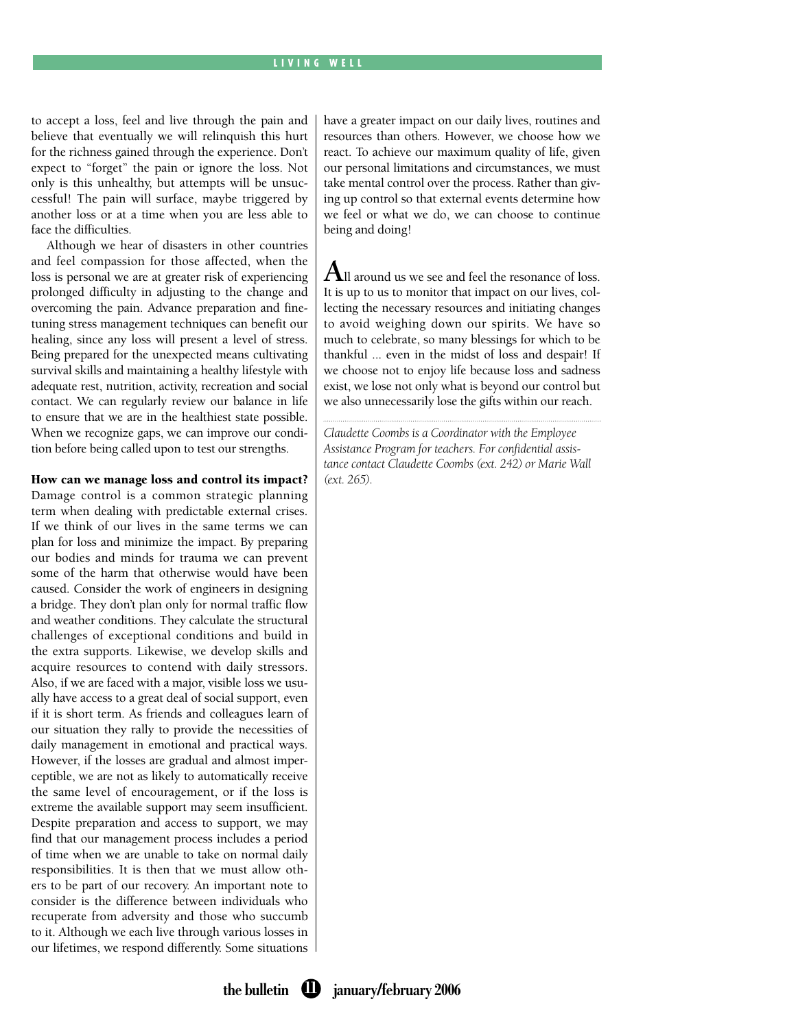to accept a loss, feel and live through the pain and believe that eventually we will relinquish this hurt for the richness gained through the experience. Don't expect to "forget" the pain or ignore the loss. Not only is this unhealthy, but attempts will be unsuccessful! The pain will surface, maybe triggered by another loss or at a time when you are less able to face the difficulties.

Although we hear of disasters in other countries and feel compassion for those affected, when the loss is personal we are at greater risk of experiencing prolonged difficulty in adjusting to the change and overcoming the pain. Advance preparation and fine-tuning stress management techniques can benefit our healing, since any loss will present a level of stress. Being prepared for the unexpected means cultivating survival skills and maintaining a healthy lifestyle with adequate rest, nutrition, activity, recreation and social contact. We can regularly review our balance in life to ensure that we are in the healthiest state possible. When we recognize gaps, we can improve our condition before being called upon to test our strengths.

**How can we manage loss and control its impact?**

Damage control is a common strategic planning term when dealing with predictable external crises. If we think of our lives in the same terms we can plan for loss and minimize the impact. By preparing our bodies and minds for trauma we can prevent some of the harm that otherwise would have been caused. Consider the work of engineers in designing a bridge. They don't plan only for normal traffic flow and weather conditions. They calculate the structural challenges of exceptional conditions and build in the extra supports. Likewise, we develop skills and acquire resources to contend with daily stressors. Also, if we are faced with a major, visible loss we usually have access to a great deal of social support, even if it is short term. As friends and colleagues learn of our situation they rally to provide the necessities of daily management in emotional and practical ways. However, if the losses are gradual and almost imperceptible, we are not as likely to automatically receive the same level of encouragement, or if the loss is extreme the available support may seem insufficient. Despite preparation and access to support, we may find that our management process includes a period of time when we are unable to take on normal daily responsibilities. It is then that we must allow others to be part of our recovery. An important note to consider is the difference between individuals who recuperate from adversity and those who succumb to it. Although we each live through various losses in our lifetimes, we respond differently. Some situations have a greater impact on our daily lives, routines and resources than others. However, we choose how we react. To achieve our maximum quality of life, given our personal limitations and circumstances, we must take mental control over the process. Rather than giving up control so that external events determine how we feel or what we do, we can choose to continue being and doing!

All around us we see and feel the resonance of loss. It is up to us to monitor that impact on our lives, collecting the necessary resources and initiating changes to avoid weighing down our spirits. We have so much to celebrate, so many blessings for which to be thankful ... even in the midst of loss and despair! If we choose not to enjoy life because loss and sadness exist, we lose not only what is beyond our control but we also unnecessarily lose the gifts within our reach.

*Claudette Coombs is a Coordinator with the Employee Assistance Program for teachers. For confidential assistance contact Claudette Coombs (ext. 242) or Marie Wall (ext. 265).*